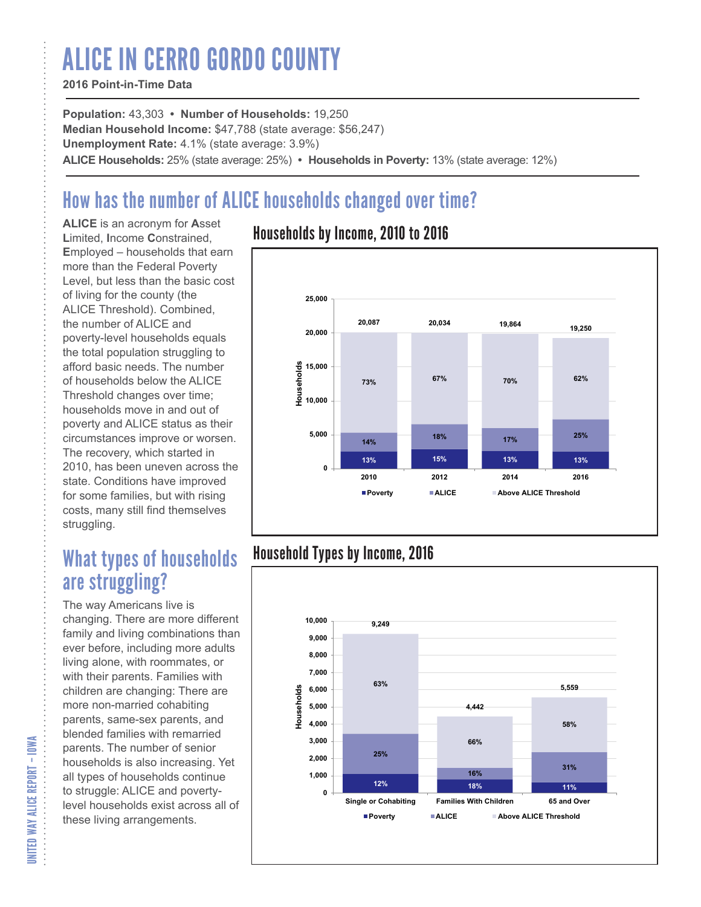# ALICE IN CERRO GORDO COUNTY

**2016 Point-in-Time Data**

**Population:** 43,303 • **Number of Households:** 19,250
**Median Household Income:** $47,788 (state average: $56,247)
**Unemployment Rate:** 4.1% (state average: 3.9%)
**ALICE Households:** 25% (state average: 25%) • **Households in Poverty:** 13% (state average: 12%)

## How has the number of ALICE households changed over time?

**ALICE** is an acronym for **A**sset **L**imited, **I**ncome **C**onstrained, **E**mployed – households that earn more than the Federal Poverty Level, but less than the basic cost of living for the county (the ALICE Threshold). Combined, the number of ALICE and poverty-level households equals the total population struggling to afford basic needs. The number of households below the ALICE Threshold changes over time; households move in and out of poverty and ALICE status as their circumstances improve or worsen. The recovery, which started in 2010, has been uneven across the state. Conditions have improved for some families, but with rising costs, many still find themselves struggling.

### Households by Income, 2010 to 2016

| Year | Total Households | Poverty | ALICE | Above ALICE Threshold |
|---|---|---|---|---|
| 2010 | 20,087 | 13% | 14% | 73% |
| 2012 | 20,034 | 15% | 18% | 67% |
| 2014 | 19,864 | 13% | 17% | 70% |
| 2016 | 19,250 | 13% | 25% | 62% |

## What types of households are struggling?

The way Americans live is changing. There are more different family and living combinations than ever before, including more adults living alone, with roommates, or with their parents. Families with children are changing: There are more non-married cohabiting parents, same-sex parents, and blended families with remarried parents. The number of senior households is also increasing. Yet all types of households continue to struggle: ALICE and poverty-level households exist across all of these living arrangements.

### Household Types by Income, 2016

| Household Type | Total Households | Poverty | ALICE | Above ALICE Threshold |
|---|---|---|---|---|
| Single or Cohabiting | 9,249 | 12% | 25% | 63% |
| Families With Children | 4,442 | 18% | 16% | 66% |
| 65 and Over | 5,559 | 11% | 31% | 58% |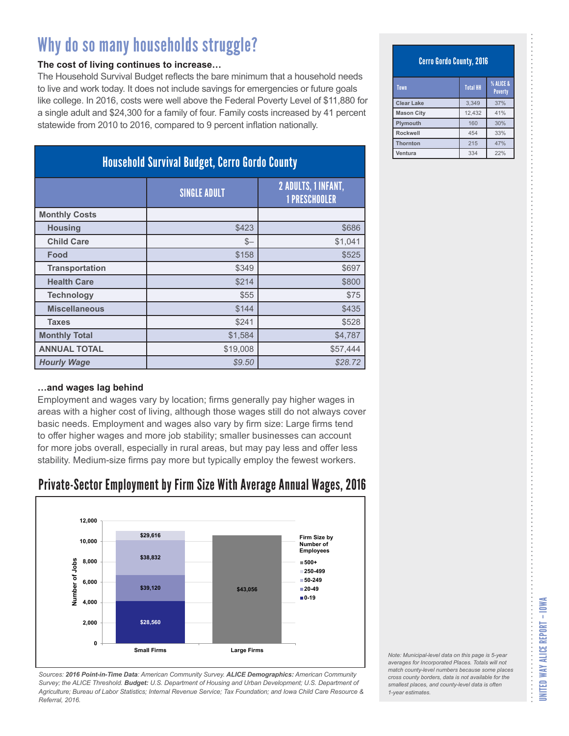# Why do so many households struggle?

**The cost of living continues to increase…**

The Household Survival Budget reflects the bare minimum that a household needs to live and work today. It does not include savings for emergencies or future goals like college. In 2016, costs were well above the Federal Poverty Level of $11,880 for a single adult and $24,300 for a family of four. Family costs increased by 41 percent statewide from 2010 to 2016, compared to 9 percent inflation nationally.

## Household Survival Budget, Cerro Gordo County

| | SINGLE ADULT | 2 ADULTS, 1 INFANT, 1 PRESCHOOLER |
|---|---|---|
| **Monthly Costs** | | |
| **Housing** | $423 | $686 |
| **Child Care** | $– | $1,041 |
| **Food** | $158 | $525 |
| **Transportation** | $349 | $697 |
| **Health Care** | $214 | $800 |
| **Technology** | $55 | $75 |
| **Miscellaneous** | $144 | $435 |
| **Taxes** | $241 | $528 |
| **Monthly Total** | $1,584 | $4,787 |
| **ANNUAL TOTAL** | $19,008 | $57,444 |
| ***Hourly Wage*** | *$9.50* | *$28.72* |

**…and wages lag behind**

Employment and wages vary by location; firms generally pay higher wages in areas with a higher cost of living, although those wages still do not always cover basic needs. Employment and wages also vary by firm size: Large firms tend to offer higher wages and more job stability; smaller businesses can account for more jobs overall, especially in rural areas, but may pay less and offer less stability. Medium-size firms pay more but typically employ the fewest workers.

## Private-Sector Employment by Firm Size With Average Annual Wages, 2016

Number of Jobs
12,000
10,000
8,000
6,000
4,000
2,000
0

Small Firms
$29,616
$38,832
$39,120
$28,560

Large Firms
$43,056

Firm Size by Number of Employees
500+
250-499
50-249
20-49
0-19

*Sources: **2016 Point-in-Time Data**: American Community Survey. **ALICE Demographics:** American Community Survey; the ALICE Threshold. **Budget:** U.S. Department of Housing and Urban Development; U.S. Department of Agriculture; Bureau of Labor Statistics; Internal Revenue Service; Tax Foundation; and Iowa Child Care Resource & Referral, 2016.*

## Cerro Gordo County, 2016

| Town | Total HH | % ALICE & Poverty |
|---|---|---|
| Clear Lake | 3,349 | 37% |
| Mason City | 12,432 | 41% |
| Plymouth | 160 | 30% |
| Rockwell | 454 | 33% |
| Thornton | 215 | 47% |
| Ventura | 334 | 22% |

*Note: Municipal-level data on this page is 5-year averages for Incorporated Places. Totals will not match county-level numbers because some places cross county borders, data is not available for the smallest places, and county-level data is often 1-year estimates.*